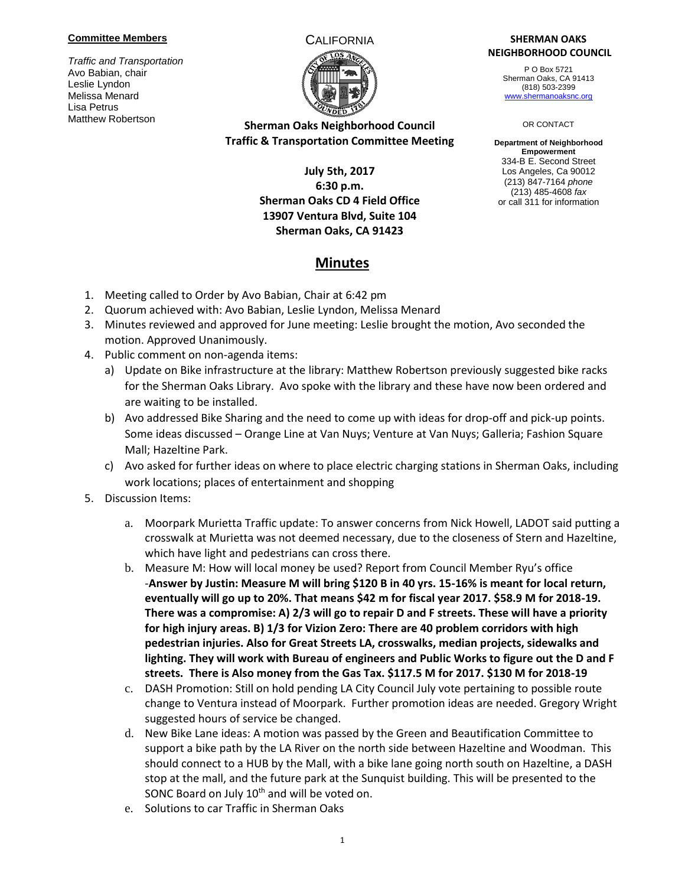**Committee Members**

*Traffic and Transportation*
Avo Babian, chair
Leslie Lyndon
Melissa Menard
Lisa Petrus
Matthew Robertson

CALIFORNIA

**SHERMAN OAKS NEIGHBORHOOD COUNCIL**

P O Box 5721
Sherman Oaks, CA 91413
(818) 503-2399
www.shermanoaksnc.org

OR CONTACT

**Department of Neighborhood Empowerment**
334-B E. Second Street
Los Angeles, Ca 90012
(213) 847-7164 *phone*
(213) 485-4608 *fax*
or call 311 for information

**Sherman Oaks Neighborhood Council**
**Traffic & Transportation Committee Meeting**

**July 5th, 2017**
**6:30 p.m.**
**Sherman Oaks CD 4 Field Office**
**13907 Ventura Blvd, Suite 104**
**Sherman Oaks, CA 91423**

# Minutes

1. Meeting called to Order by Avo Babian, Chair at 6:42 pm
2. Quorum achieved with: Avo Babian, Leslie Lyndon, Melissa Menard
3. Minutes reviewed and approved for June meeting: Leslie brought the motion, Avo seconded the motion. Approved Unanimously.
4. Public comment on non-agenda items:
   a) Update on Bike infrastructure at the library: Matthew Robertson previously suggested bike racks for the Sherman Oaks Library. Avo spoke with the library and these have now been ordered and are waiting to be installed.
   b) Avo addressed Bike Sharing and the need to come up with ideas for drop-off and pick-up points. Some ideas discussed – Orange Line at Van Nuys; Venture at Van Nuys; Galleria; Fashion Square Mall; Hazeltine Park.
   c) Avo asked for further ideas on where to place electric charging stations in Sherman Oaks, including work locations; places of entertainment and shopping
5. Discussion Items:
   a. Moorpark Murietta Traffic update: To answer concerns from Nick Howell, LADOT said putting a crosswalk at Murietta was not deemed necessary, due to the closeness of Stern and Hazeltine, which have light and pedestrians can cross there.
   b. Measure M: How will local money be used? Report from Council Member Ryu's office -**Answer by Justin: Measure M will bring $120 B in 40 yrs. 15-16% is meant for local return, eventually will go up to 20%. That means $42 m for fiscal year 2017. $58.9 M for 2018-19. There was a compromise: A) 2/3 will go to repair D and F streets. These will have a priority for high injury areas. B) 1/3 for Vizion Zero: There are 40 problem corridors with high pedestrian injuries. Also for Great Streets LA, crosswalks, median projects, sidewalks and lighting. They will work with Bureau of engineers and Public Works to figure out the D and F streets. There is Also money from the Gas Tax. $117.5 M for 2017. $130 M for 2018-19**
   c. DASH Promotion: Still on hold pending LA City Council July vote pertaining to possible route change to Ventura instead of Moorpark. Further promotion ideas are needed. Gregory Wright suggested hours of service be changed.
   d. New Bike Lane ideas: A motion was passed by the Green and Beautification Committee to support a bike path by the LA River on the north side between Hazeltine and Woodman. This should connect to a HUB by the Mall, with a bike lane going north south on Hazeltine, a DASH stop at the mall, and the future park at the Sunquist building. This will be presented to the SONC Board on July 10th and will be voted on.
   e. Solutions to car Traffic in Sherman Oaks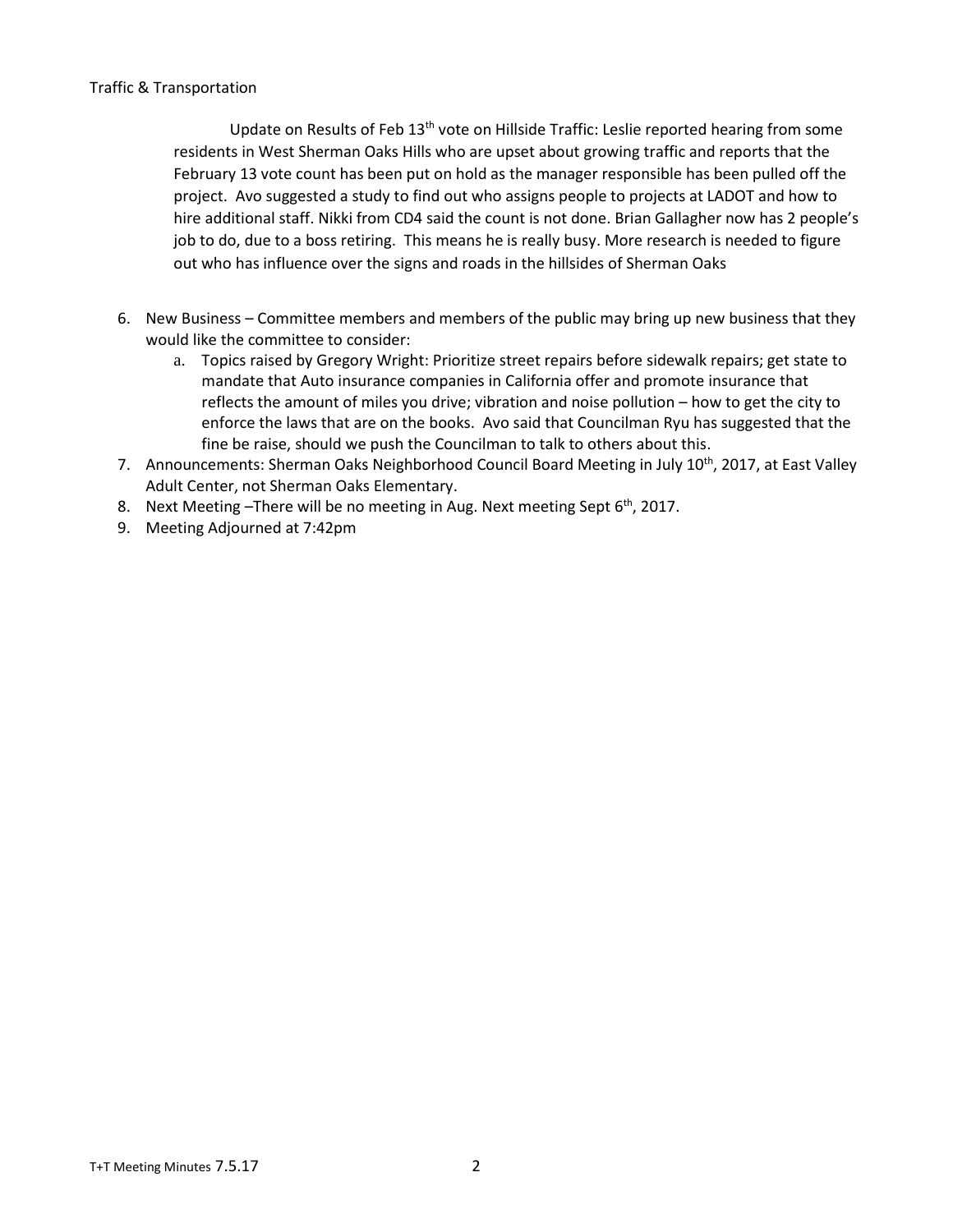Traffic & Transportation

Update on Results of Feb 13th vote on Hillside Traffic: Leslie reported hearing from some residents in West Sherman Oaks Hills who are upset about growing traffic and reports that the February 13 vote count has been put on hold as the manager responsible has been pulled off the project. Avo suggested a study to find out who assigns people to projects at LADOT and how to hire additional staff. Nikki from CD4 said the count is not done. Brian Gallagher now has 2 people's job to do, due to a boss retiring. This means he is really busy. More research is needed to figure out who has influence over the signs and roads in the hillsides of Sherman Oaks

6. New Business – Committee members and members of the public may bring up new business that they would like the committee to consider:
   a. Topics raised by Gregory Wright: Prioritize street repairs before sidewalk repairs; get state to mandate that Auto insurance companies in California offer and promote insurance that reflects the amount of miles you drive; vibration and noise pollution – how to get the city to enforce the laws that are on the books. Avo said that Councilman Ryu has suggested that the fine be raise, should we push the Councilman to talk to others about this.
7. Announcements: Sherman Oaks Neighborhood Council Board Meeting in July 10th, 2017, at East Valley Adult Center, not Sherman Oaks Elementary.
8. Next Meeting –There will be no meeting in Aug. Next meeting Sept 6th, 2017.
9. Meeting Adjourned at 7:42pm